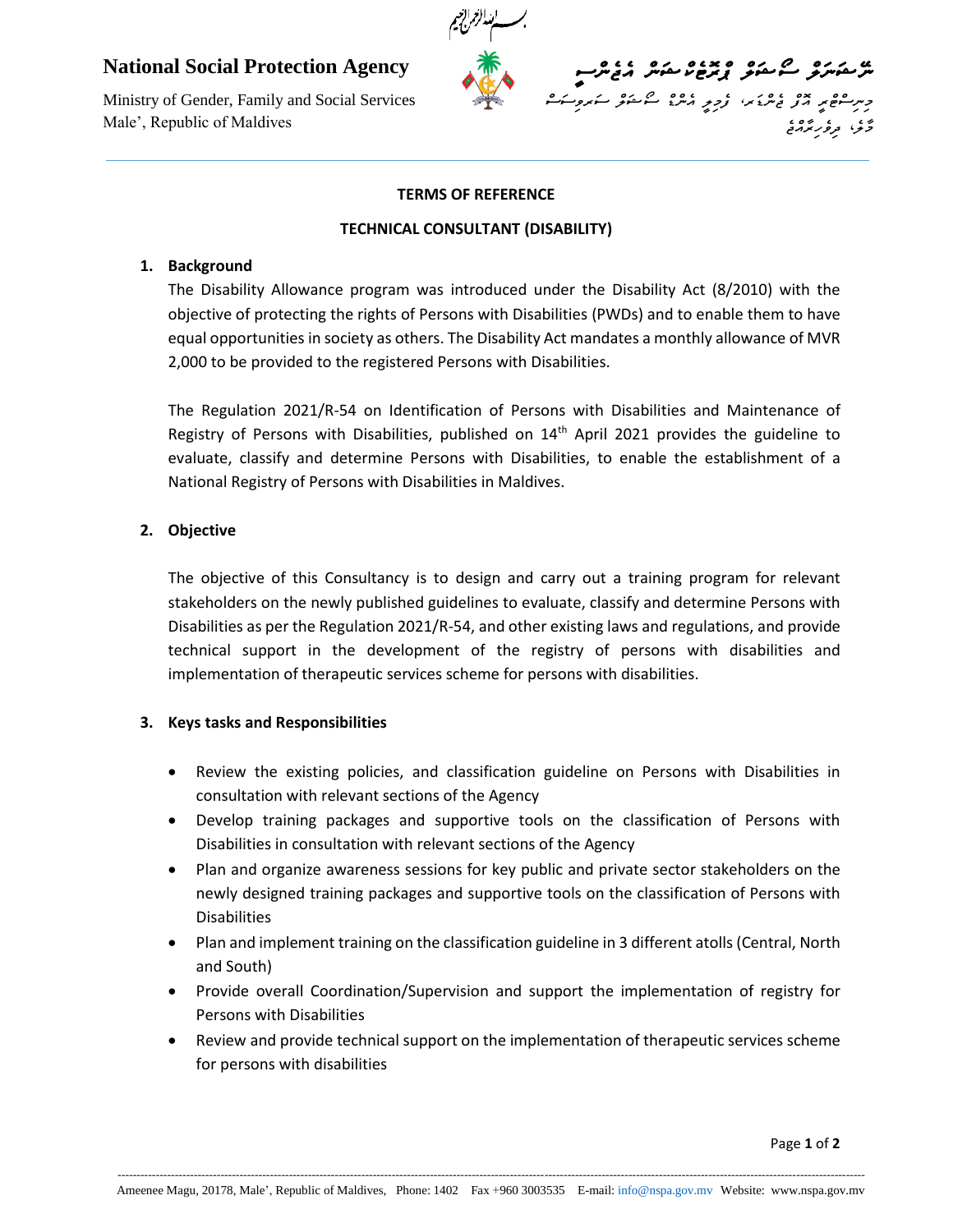National Social Protection Agency

Ministry of Gender, Family and Social Services
Male', Republic of Maldives

## TERMS OF REFERENCE

## TECHNICAL CONSULTANT (DISABILITY)

### 1. Background

The Disability Allowance program was introduced under the Disability Act (8/2010) with the objective of protecting the rights of Persons with Disabilities (PWDs) and to enable them to have equal opportunities in society as others. The Disability Act mandates a monthly allowance of MVR 2,000 to be provided to the registered Persons with Disabilities.

The Regulation 2021/R-54 on Identification of Persons with Disabilities and Maintenance of Registry of Persons with Disabilities, published on 14th April 2021 provides the guideline to evaluate, classify and determine Persons with Disabilities, to enable the establishment of a National Registry of Persons with Disabilities in Maldives.

### 2. Objective

The objective of this Consultancy is to design and carry out a training program for relevant stakeholders on the newly published guidelines to evaluate, classify and determine Persons with Disabilities as per the Regulation 2021/R-54, and other existing laws and regulations, and provide technical support in the development of the registry of persons with disabilities and implementation of therapeutic services scheme for persons with disabilities.

### 3. Keys tasks and Responsibilities

- Review the existing policies, and classification guideline on Persons with Disabilities in consultation with relevant sections of the Agency
- Develop training packages and supportive tools on the classification of Persons with Disabilities in consultation with relevant sections of the Agency
- Plan and organize awareness sessions for key public and private sector stakeholders on the newly designed training packages and supportive tools on the classification of Persons with Disabilities
- Plan and implement training on the classification guideline in 3 different atolls (Central, North and South)
- Provide overall Coordination/Supervision and support the implementation of registry for Persons with Disabilities
- Review and provide technical support on the implementation of therapeutic services scheme for persons with disabilities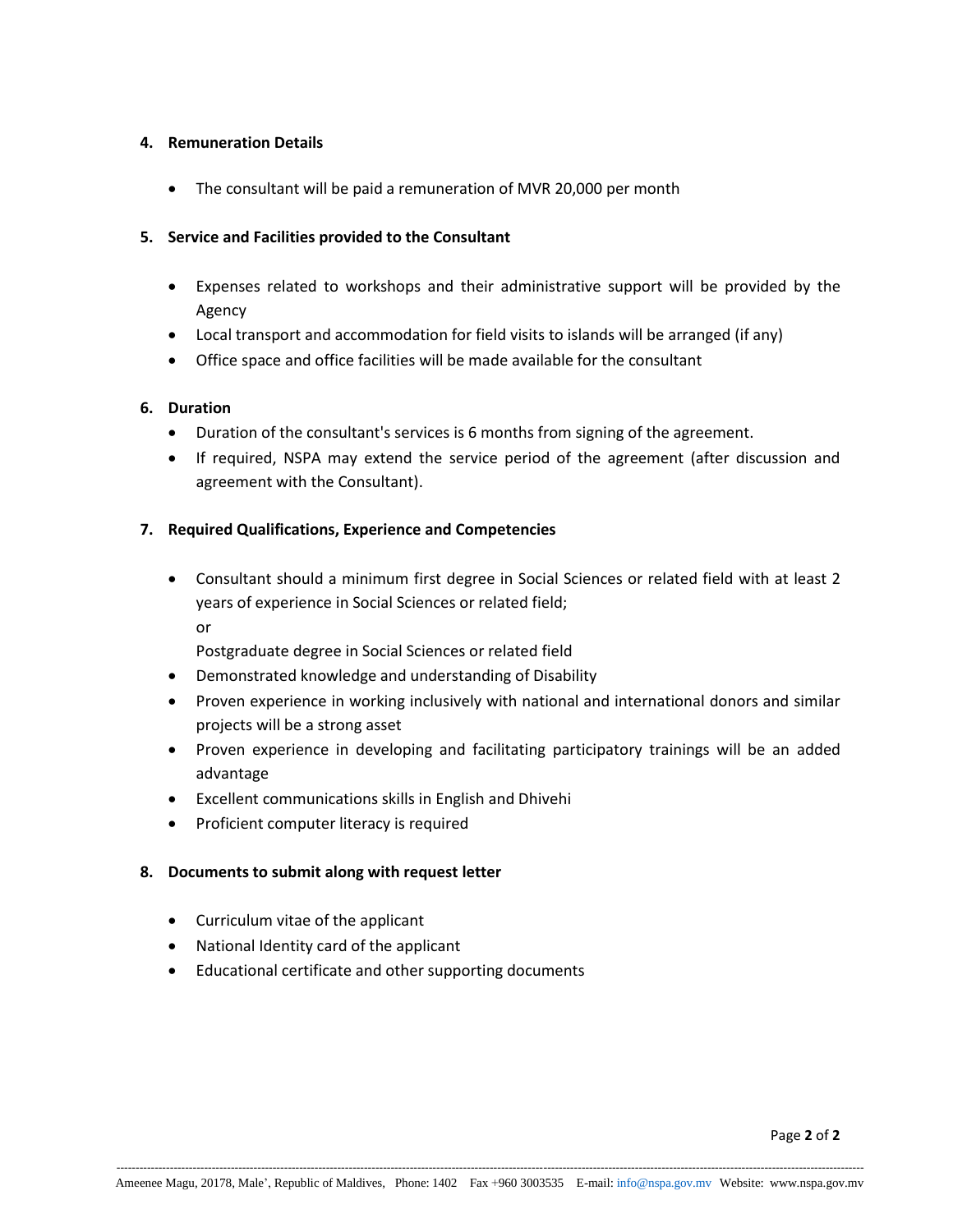## 4. Remuneration Details

- The consultant will be paid a remuneration of MVR 20,000 per month

## 5. Service and Facilities provided to the Consultant

- Expenses related to workshops and their administrative support will be provided by the Agency
- Local transport and accommodation for field visits to islands will be arranged (if any)
- Office space and office facilities will be made available for the consultant

## 6. Duration

- Duration of the consultant's services is 6 months from signing of the agreement.
- If required, NSPA may extend the service period of the agreement (after discussion and agreement with the Consultant).

## 7. Required Qualifications, Experience and Competencies

- Consultant should a minimum first degree in Social Sciences or related field with at least 2 years of experience in Social Sciences or related field;
  
  or
  
  Postgraduate degree in Social Sciences or related field
- Demonstrated knowledge and understanding of Disability
- Proven experience in working inclusively with national and international donors and similar projects will be a strong asset
- Proven experience in developing and facilitating participatory trainings will be an added advantage
- Excellent communications skills in English and Dhivehi
- Proficient computer literacy is required

## 8. Documents to submit along with request letter

- Curriculum vitae of the applicant
- National Identity card of the applicant
- Educational certificate and other supporting documents